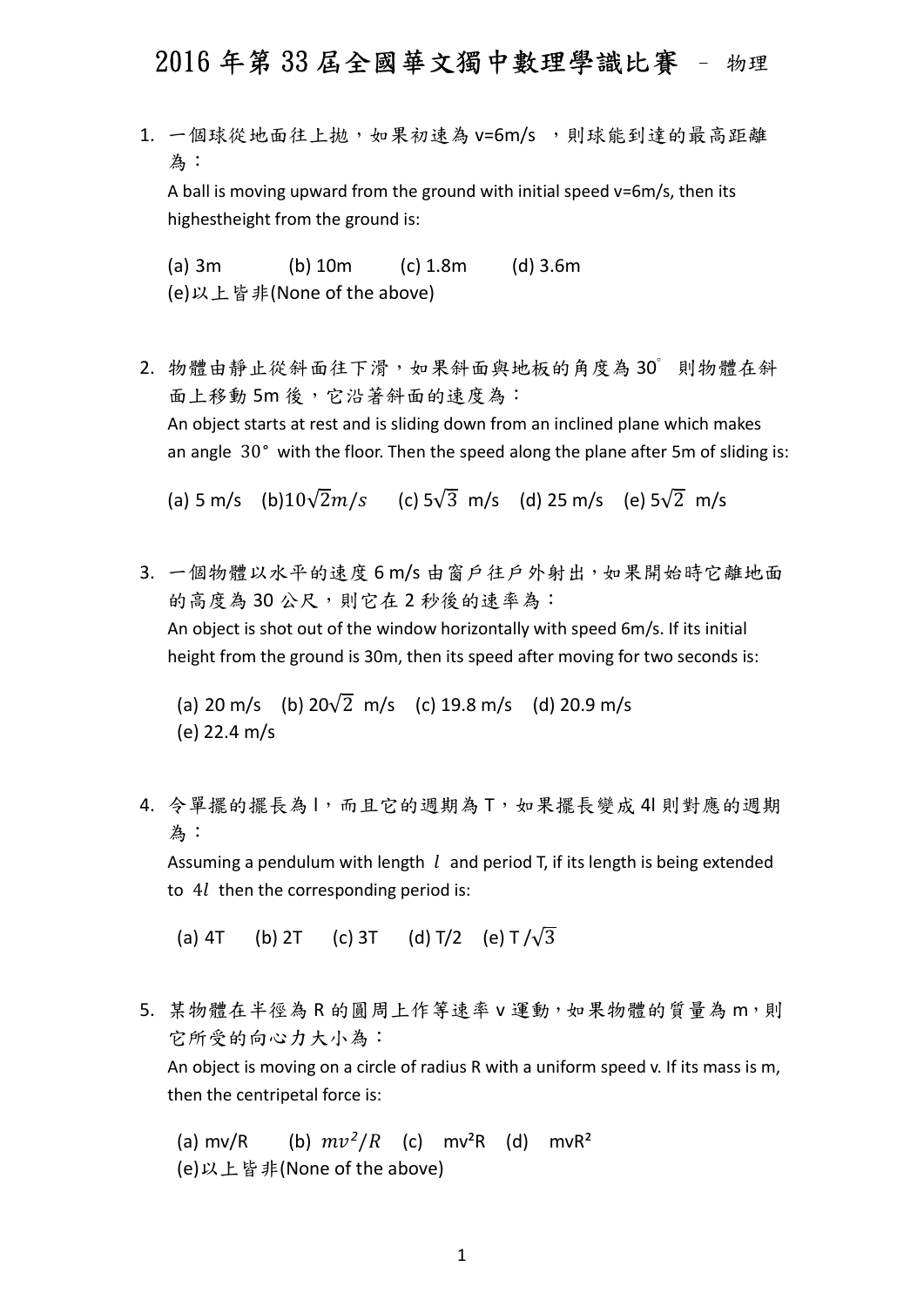# 2016 年第 33 屆全國華文獨中數理學識比賽 – 物理

1. 一個球從地面往上拋，如果初速為 v=6m/s ，則球能到達的最高距離為：

   A ball is moving upward from the ground with initial speed v=6m/s, then its highestheight from the ground is:

   (a) 3m (b) 10m (c) 1.8m (d) 3.6m
   (e)以上皆非(None of the above)

2. 物體由靜止從斜面往下滑，如果斜面與地板的角度為 30° 則物體在斜面上移動 5m 後，它沿著斜面的速度為：

   An object starts at rest and is sliding down from an inclined plane which makes an angle $30°$ with the floor. Then the speed along the plane after 5m of sliding is:

   (a) 5 m/s (b) $10\sqrt{2}\,m/s$ (c) $5\sqrt{3}$ m/s (d) 25 m/s (e) $5\sqrt{2}$ m/s

3. 一個物體以水平的速度 6 m/s 由窗戶往戶外射出，如果開始時它離地面的高度為 30 公尺，則它在 2 秒後的速率為：

   An object is shot out of the window horizontally with speed 6m/s. If its initial height from the ground is 30m, then its speed after moving for two seconds is:

   (a) 20 m/s (b) $20\sqrt{2}$ m/s (c) 19.8 m/s (d) 20.9 m/s
   (e) 22.4 m/s

4. 令單擺的擺長為 l，而且它的週期為 T，如果擺長變成 4l 則對應的週期為：

   Assuming a pendulum with length $l$ and period T, if its length is being extended to $4l$ then the corresponding period is:

   (a) 4T (b) 2T (c) 3T (d) T/2 (e) $T/\sqrt{3}$

5. 某物體在半徑為 R 的圓周上作等速率 v 運動，如果物體的質量為 m，則它所受的向心力大小為：

   An object is moving on a circle of radius R with a uniform speed v. If its mass is m, then the centripetal force is:

   (a) mv/R (b) $mv^2/R$ (c) $mv^2R$ (d) $mvR^2$
   (e)以上皆非(None of the above)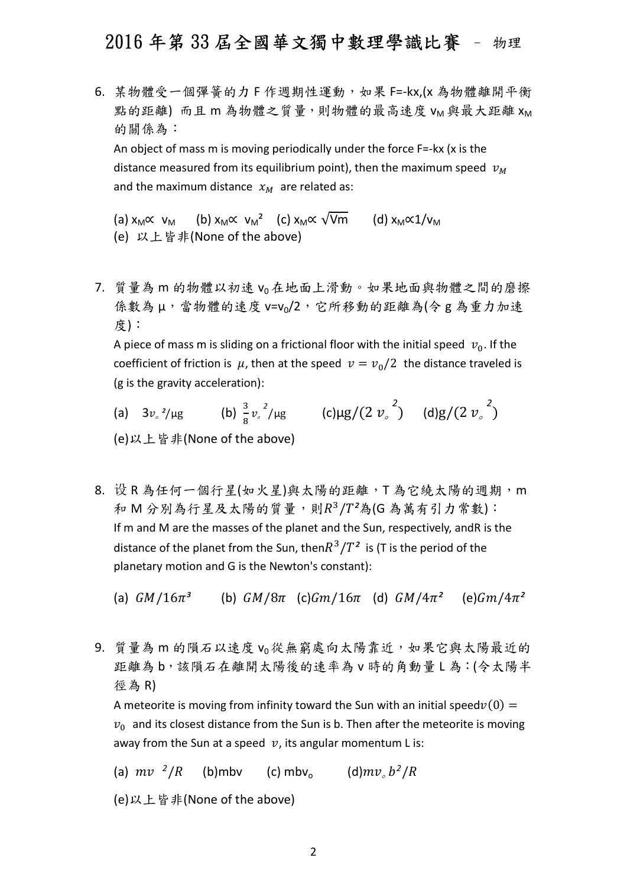6. 某物體受一個彈簧的力 F 作週期性運動，如果 F=-kx,(x 為物體離開平衡點的距離) 而且 m 為物體之質量，則物體的最高速度 $v_M$ 與最大距離 $x_M$ 的關係為：

   An object of mass m is moving periodically under the force F=-kx (x is the distance measured from its equilibrium point), then the maximum speed $v_M$ and the maximum distance $x_M$ are related as:

   (a) $x_M \propto v_M$ (b) $x_M \propto v_M^2$ (c) $x_M \propto \sqrt{Vm}$ (d) $x_M \propto 1/v_M$

   (e) 以上皆非(None of the above)

7. 質量為 m 的物體以初速 $v_0$ 在地面上滑動。如果地面與物體之間的磨擦係數為 μ，當物體的速度 $v=v_0/2$，它所移動的距離為(令 g 為重力加速度)：

   A piece of mass m is sliding on a frictional floor with the initial speed $v_0$. If the coefficient of friction is $\mu$, then at the speed $v = v_0/2$ the distance traveled is (g is the gravity acceleration):

   (a) $3v_o^2/\mu g$ (b) $\frac{3}{8}v_o^2/\mu g$ (c) $\mu g/(2\,v_o^2)$ (d) $g/(2\,v_o^2)$

   (e) 以上皆非(None of the above)

8. 設 R 為任何一個行星(如火星)與太陽的距離，T 為它繞太陽的週期，m 和 M 分別為行星及太陽的質量，則 $R^3/T^2$ 為(G 為萬有引力常數)：

   If m and M are the masses of the planet and the Sun, respectively, andR is the distance of the planet from the Sun, then $R^3/T^2$ is (T is the period of the planetary motion and G is the Newton's constant):

   (a) $GM/16\pi^3$ (b) $GM/8\pi$ (c) $Gm/16\pi$ (d) $GM/4\pi^2$ (e) $Gm/4\pi^2$

9. 質量為 m 的隕石以速度 $v_0$ 從無窮處向太陽靠近，如果它與太陽最近的距離為 b，該隕石在離開太陽後的速率為 v 時的角動量 L 為：(令太陽半徑為 R)

   A meteorite is moving from infinity toward the Sun with an initial speed $v(0) = v_0$ and its closest distance from the Sun is b. Then after the meteorite is moving away from the Sun at a speed $v$, its angular momentum L is:

   (a) $mv^2/R$ (b) mbv (c) $mbv_o$ (d) $mv_o b^2/R$

   (e) 以上皆非(None of the above)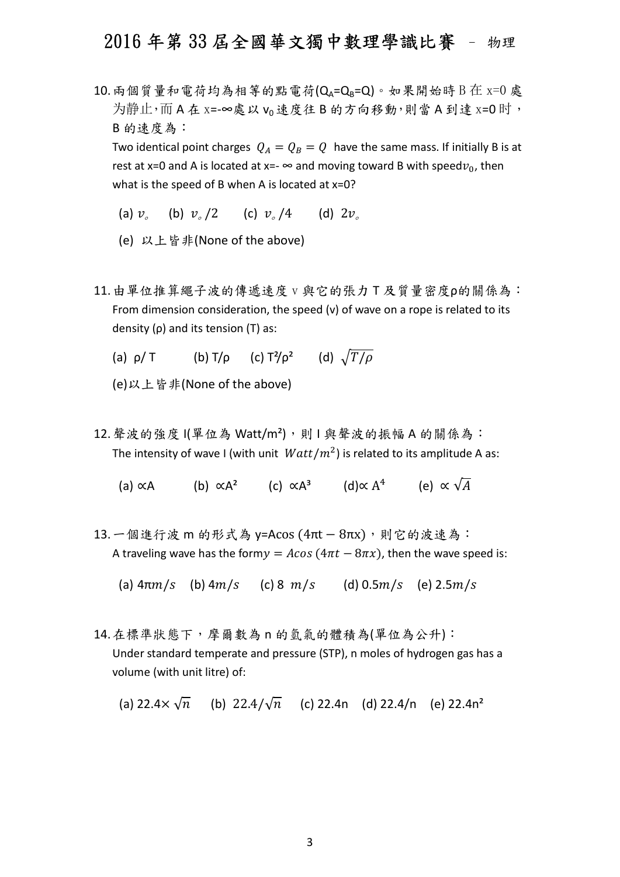10. 兩個質量和電荷均為相等的點電荷($Q_A$=$Q_B$=Q)。如果開始時 B 在 x=0 處为静止,而 A 在 x=-∞處以 $v_0$ 速度往 B 的方向移動,則當 A 到達 x=0 时,B 的速度為：

Two identical point charges $Q_A = Q_B = Q$ have the same mass. If initially B is at rest at x=0 and A is located at x=- ∞ and moving toward B with speed $v_0$, then what is the speed of B when A is located at x=0?

(a) $v_{\circ}$ (b) $v_{\circ}/2$ (c) $v_{\circ}/4$ (d) $2v_{\circ}$

(e) 以上皆非(None of the above)

11. 由單位推算繩子波的傳遞速度 v 與它的張力 T 及質量密度ρ的關係為：

From dimension consideration, the speed (v) of wave on a rope is related to its density (ρ) and its tension (T) as:

(a) ρ/ T (b) T/ρ (c) $T^2/\rho^2$ (d) $\sqrt{T/\rho}$

(e)以上皆非(None of the above)

12. 聲波的強度 I(單位為 Watt/m²)，則 I 與聲波的振幅 A 的關係為：

The intensity of wave I (with unit $Watt/m^2$) is related to its amplitude A as:

(a) ∝A (b) $\propto A^2$ (c) $\propto A^3$ (d) $\propto A^4$ (e) $\propto \sqrt{A}$

13. 一個進行波 m 的形式為 y=Acos (4πt − 8πx)，則它的波速為：

A traveling wave has the form $y = Acos\,(4\pi t - 8\pi x)$, then the wave speed is:

(a) $4\pi m/s$ (b) $4 m/s$ (c) $8\ m/s$ (d) $0.5 m/s$ (e) $2.5 m/s$

14. 在標準狀態下，摩爾數為 n 的氫氣的體積為(單位為公升)：

Under standard temperate and pressure (STP), n moles of hydrogen gas has a volume (with unit litre) of:

(a) $22.4\times\sqrt{n}$ (b) $22.4/\sqrt{n}$ (c) 22.4n (d) 22.4/n (e) $22.4n^2$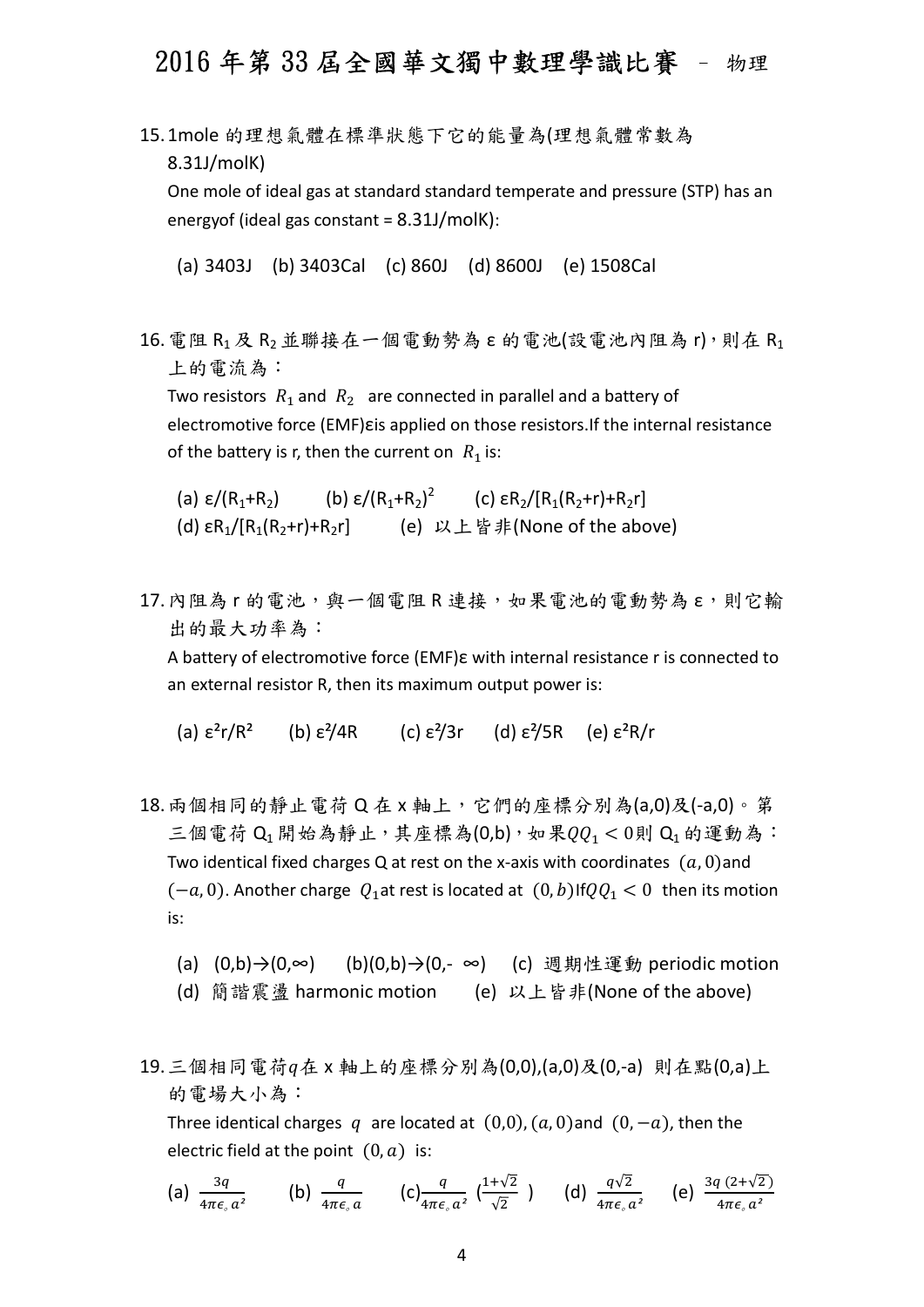15. 1mole 的理想氣體在標準狀態下它的能量為(理想氣體常數為 8.31J/molK)

    One mole of ideal gas at standard standard temperate and pressure (STP) has an energyof (ideal gas constant = 8.31J/molK):

    (a) 3403J (b) 3403Cal (c) 860J (d) 8600J (e) 1508Cal

16. 電阻 $R_1$ 及 $R_2$ 並聯接在一個電動勢為 ε 的電池(設電池內阻為 r)，則在 $R_1$ 上的電流為：

    Two resistors $R_1$ and $R_2$ are connected in parallel and a battery of electromotive force (EMF)εis applied on those resistors.If the internal resistance of the battery is r, then the current on $R_1$ is:

    (a) $\varepsilon/(R_1+R_2)$ (b) $\varepsilon/(R_1+R_2)^2$ (c) $\varepsilon R_2/[R_1(R_2+r)+R_2r]$
    (d) $\varepsilon R_1/[R_1(R_2+r)+R_2r]$ (e) 以上皆非(None of the above)

17. 內阻為 r 的電池，與一個電阻 R 連接，如果電池的電動勢為 ε，則它輸出的最大功率為：

    A battery of electromotive force (EMF)ε with internal resistance r is connected to an external resistor R, then its maximum output power is:

    (a) $\varepsilon^2 r/R^2$ (b) $\varepsilon^2/4R$ (c) $\varepsilon^2/3r$ (d) $\varepsilon^2/5R$ (e) $\varepsilon^2 R/r$

18. 兩個相同的靜止電荷 Q 在 x 軸上，它們的座標分別為(a,0)及(-a,0)。第三個電荷 $Q_1$ 開始為靜止，其座標為(0,b)，如果$QQ_1 < 0$則 $Q_1$ 的運動為：

    Two identical fixed charges Q at rest on the x-axis with coordinates $(a, 0)$and $(-a, 0)$. Another charge $Q_1$at rest is located at $(0, b)$If$QQ_1 < 0$ then its motion is:

    (a) (0,b)→(0,∞) (b)(0,b)→(0,- ∞) (c) 週期性運動 periodic motion
    (d) 簡諧震盪 harmonic motion (e) 以上皆非(None of the above)

19. 三個相同電荷$q$在 x 軸上的座標分別為(0,0),(a,0)及(0,-a) 則在點(0,a)上的電場大小為：

    Three identical charges $q$ are located at $(0,0)$, $(a, 0)$and $(0, -a)$, then the electric field at the point $(0, a)$ is:

    (a) $\frac{3q}{4\pi\epsilon_\circ a^2}$ (b) $\frac{q}{4\pi\epsilon_\circ a}$ (c)$\frac{q}{4\pi\epsilon_\circ a^2}\left(\frac{1+\sqrt{2}}{\sqrt{2}}\right)$ (d) $\frac{q\sqrt{2}}{4\pi\epsilon_\circ a^2}$ (e) $\frac{3q\,(2+\sqrt{2})}{4\pi\epsilon_\circ a^2}$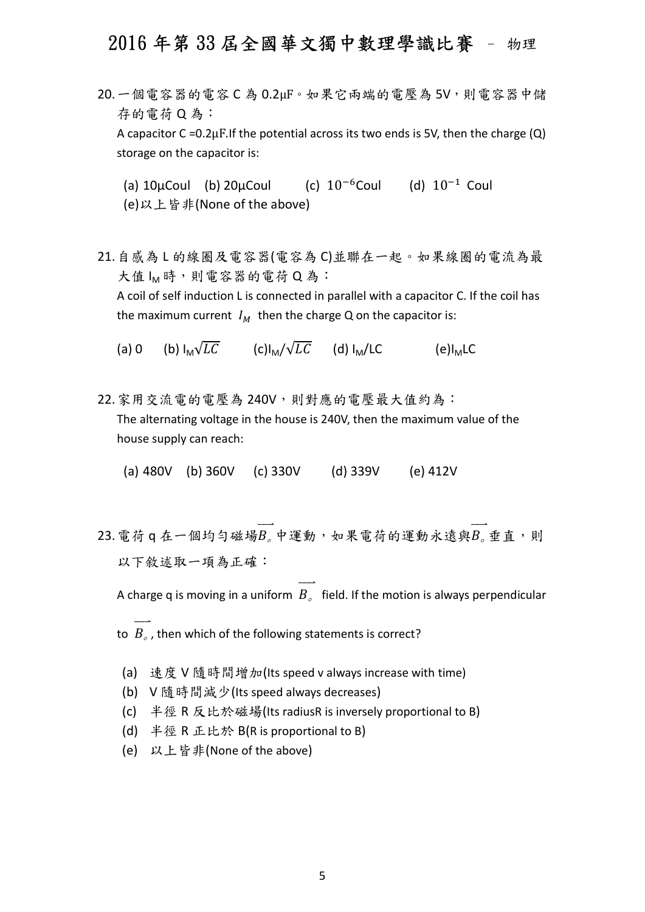20. 一個電容器的電容 C 為 0.2μF。如果它兩端的電壓為 5V，則電容器中儲存的電荷 Q 為：

A capacitor C =0.2μF.If the potential across its two ends is 5V, then the charge (Q) storage on the capacitor is:

(a) 10μCoul (b) 20μCoul (c) $10^{-6}$Coul (d) $10^{-1}$ Coul
(e)以上皆非(None of the above)

21. 自感為 L 的線圈及電容器(電容為 C)並聯在一起。如果線圈的電流為最大值 $I_M$ 時，則電容器的電荷 Q 為：

A coil of self induction L is connected in parallel with a capacitor C. If the coil has the maximum current $I_M$ then the charge Q on the capacitor is:

(a) 0 (b) $I_M\sqrt{LC}$ (c) $I_M/\sqrt{LC}$ (d) $I_M/LC$ (e) $I_M LC$

22. 家用交流電的電壓為 240V，則對應的電壓最大值約為：

The alternating voltage in the house is 240V, then the maximum value of the house supply can reach:

(a) 480V (b) 360V (c) 330V (d) 339V (e) 412V

23. 電荷 q 在一個均勻磁場$\overrightarrow{B_\circ}$中運動，如果電荷的運動永遠與$\overrightarrow{B_\circ}$垂直，則以下敘述取一項為正確：

A charge q is moving in a uniform $\overrightarrow{B_\circ}$ field. If the motion is always perpendicular to $\overrightarrow{B_\circ}$, then which of the following statements is correct?

(a) 速度 V 隨時間增加(Its speed v always increase with time)
(b) V 隨時間減少(Its speed always decreases)
(c) 半徑 R 反比於磁場(Its radiusR is inversely proportional to B)
(d) 半徑 R 正比於 B(R is proportional to B)
(e) 以上皆非(None of the above)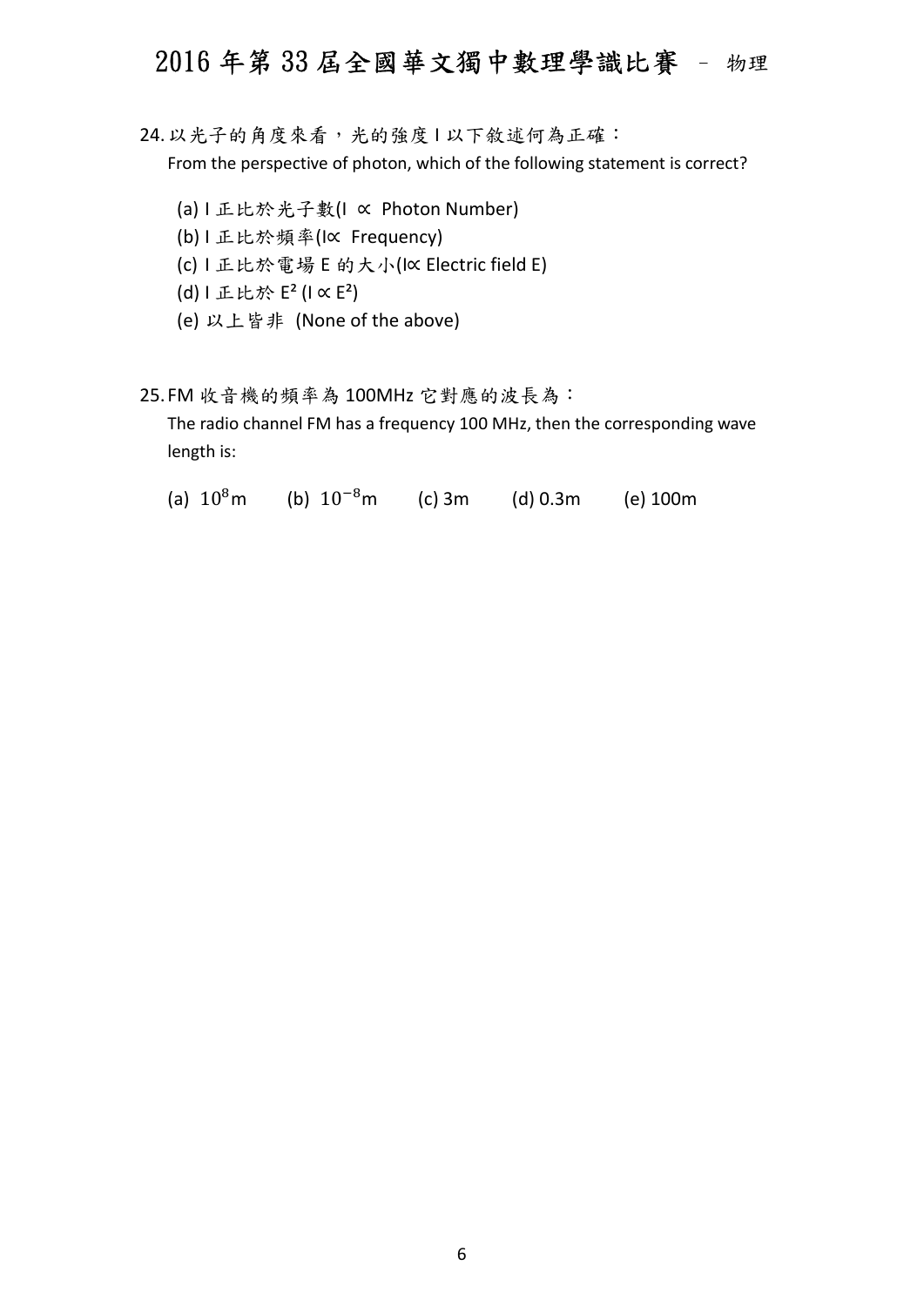24. 以光子的角度來看，光的強度 I 以下敘述何為正確：

From the perspective of photon, which of the following statement is correct?

(a) I 正比於光子數($I \propto$ Photon Number)

(b) I 正比於頻率($I \propto$ Frequency)

(c) I 正比於電場 E 的大小($I \propto$ Electric field E)

(d) I 正比於 $E^2$ ($I \propto E^2$)

(e) 以上皆非 (None of the above)

25. FM 收音機的頻率為 100MHz 它對應的波長為：

The radio channel FM has a frequency 100 MHz, then the corresponding wave length is:

(a) $10^8$m (b) $10^{-8}$m (c) 3m (d) 0.3m (e) 100m